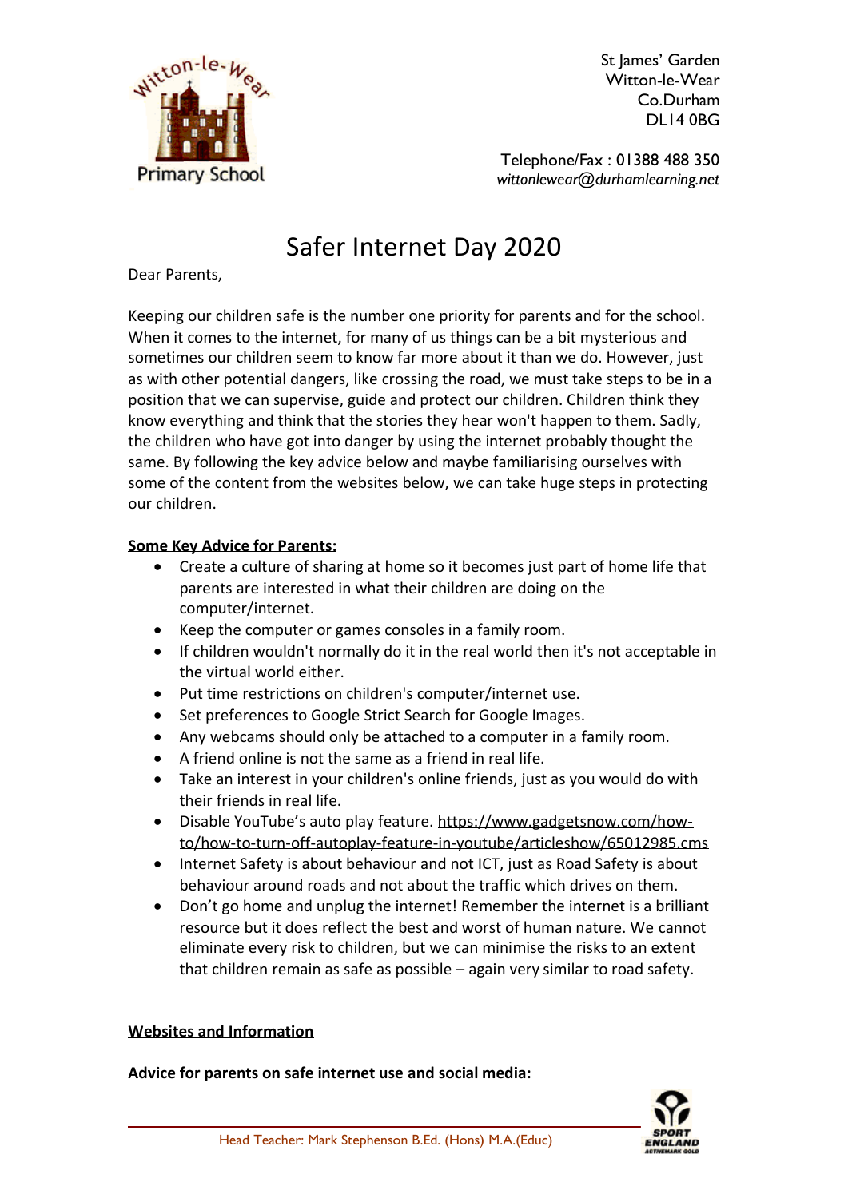Witton-le-Wear Primary School

St James' Garden
Witton-le-Wear
Co.Durham
DL14 0BG

Telephone/Fax : 01388 488 350
*wittonlewear@durhamlearning.net*

# Safer Internet Day 2020

Dear Parents,

Keeping our children safe is the number one priority for parents and for the school. When it comes to the internet, for many of us things can be a bit mysterious and sometimes our children seem to know far more about it than we do. However, just as with other potential dangers, like crossing the road, we must take steps to be in a position that we can supervise, guide and protect our children. Children think they know everything and think that the stories they hear won't happen to them. Sadly, the children who have got into danger by using the internet probably thought the same. By following the key advice below and maybe familiarising ourselves with some of the content from the websites below, we can take huge steps in protecting our children.

**Some Key Advice for Parents:**

- Create a culture of sharing at home so it becomes just part of home life that parents are interested in what their children are doing on the computer/internet.
- Keep the computer or games consoles in a family room.
- If children wouldn't normally do it in the real world then it's not acceptable in the virtual world either.
- Put time restrictions on children's computer/internet use.
- Set preferences to Google Strict Search for Google Images.
- Any webcams should only be attached to a computer in a family room.
- A friend online is not the same as a friend in real life.
- Take an interest in your children's online friends, just as you would do with their friends in real life.
- Disable YouTube's auto play feature. https://www.gadgetsnow.com/how-to/how-to-turn-off-autoplay-feature-in-youtube/articleshow/65012985.cms
- Internet Safety is about behaviour and not ICT, just as Road Safety is about behaviour around roads and not about the traffic which drives on them.
- Don't go home and unplug the internet! Remember the internet is a brilliant resource but it does reflect the best and worst of human nature. We cannot eliminate every risk to children, but we can minimise the risks to an extent that children remain as safe as possible – again very similar to road safety.

**Websites and Information**

**Advice for parents on safe internet use and social media:**

Head Teacher: Mark Stephenson B.Ed. (Hons) M.A.(Educ)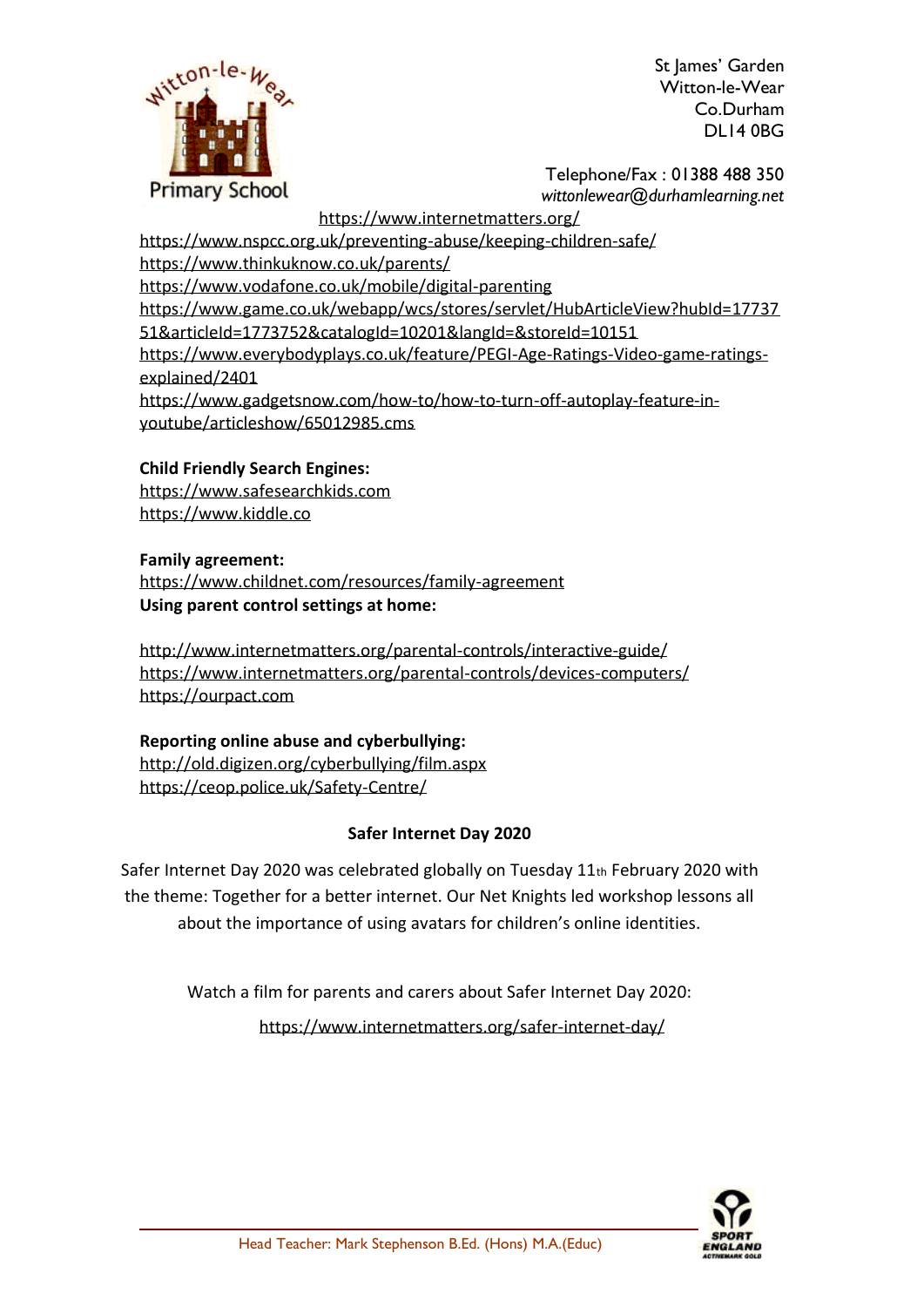https://www.internetmatters.org/
https://www.nspcc.org.uk/preventing-abuse/keeping-children-safe/
https://www.thinkuknow.co.uk/parents/
https://www.vodafone.co.uk/mobile/digital-parenting
https://www.game.co.uk/webapp/wcs/stores/servlet/HubArticleView?hubId=1773751&articleId=1773752&catalogId=10201&langId=&storeId=10151
https://www.everybodyplays.co.uk/feature/PEGI-Age-Ratings-Video-game-ratings-explained/2401
https://www.gadgetsnow.com/how-to/how-to-turn-off-autoplay-feature-in-youtube/articleshow/65012985.cms

**Child Friendly Search Engines:**
https://www.safesearchkids.com
https://www.kiddle.co

**Family agreement:**
https://www.childnet.com/resources/family-agreement

**Using parent control settings at home:**

http://www.internetmatters.org/parental-controls/interactive-guide/
https://www.internetmatters.org/parental-controls/devices-computers/
https://ourpact.com

**Reporting online abuse and cyberbullying:**
http://old.digizen.org/cyberbullying/film.aspx
https://ceop.police.uk/Safety-Centre/

**Safer Internet Day 2020**

Safer Internet Day 2020 was celebrated globally on Tuesday 11th February 2020 with the theme: Together for a better internet. Our Net Knights led workshop lessons all about the importance of using avatars for children's online identities.

Watch a film for parents and carers about Safer Internet Day 2020:

https://www.internetmatters.org/safer-internet-day/